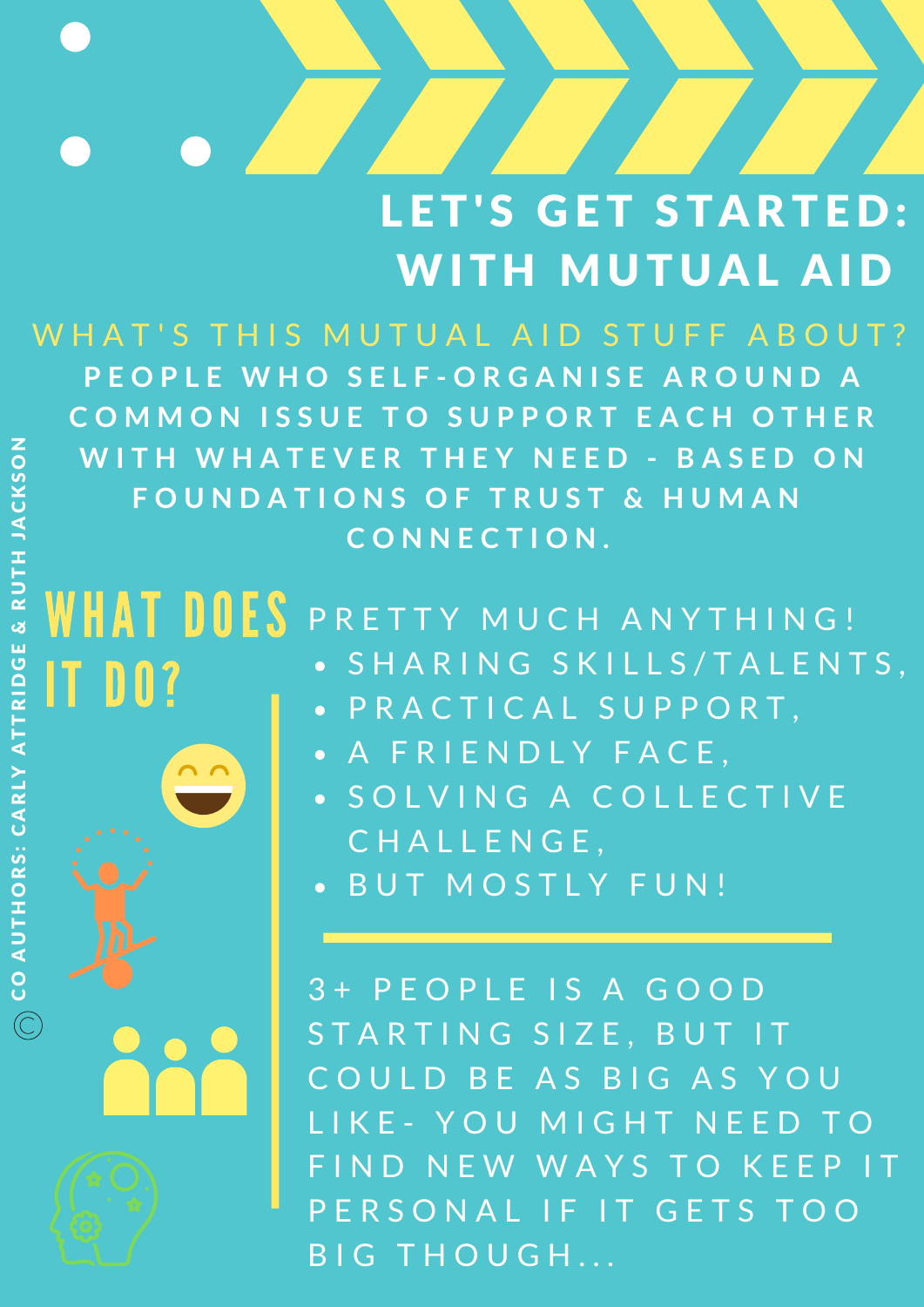# LET'S GET STARTED: WITH MUTUAL AID

## WHAT'S THIS MUTUAL AID STUFF ABOUT?

**PEOPLE WHO SELF-ORGANISE AROUND A COMMON ISSUE TO SUPPORT EACH OTHER WITH WHATEVER THEY NEED - BASED ON FOUNDATIONS OF TRUST & HUMAN CONNECTION.**

## WHAT DOES IT DO?

PRETTY MUCH ANYTHING!

- SHARING SKILLS/TALENTS,
- PRACTICAL SUPPORT,
- A FRIENDLY FACE,
- SOLVING A COLLECTIVE CHALLENGE,
- BUT MOSTLY FUN!

3+ PEOPLE IS A GOOD STARTING SIZE, BUT IT COULD BE AS BIG AS YOU LIKE- YOU MIGHT NEED TO FIND NEW WAYS TO KEEP IT PERSONAL IF IT GETS TOO BIG THOUGH...

© CO AUTHORS: CARLY ATTRIDGE & RUTH JACKSON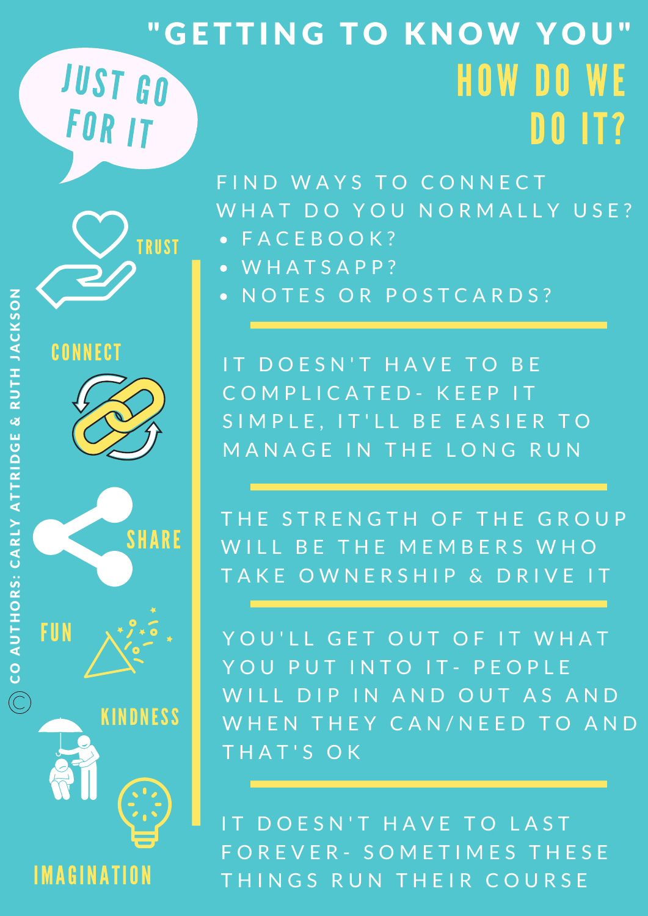# "GETTING TO KNOW YOU"

## HOW DO WE DO IT?

JUST GO FOR IT

FIND WAYS TO CONNECT
WHAT DO YOU NORMALLY USE?

- FACEBOOK?
- WHATSAPP?
- NOTES OR POSTCARDS?

IT DOESN'T HAVE TO BE COMPLICATED- KEEP IT SIMPLE, IT'LL BE EASIER TO MANAGE IN THE LONG RUN

THE STRENGTH OF THE GROUP WILL BE THE MEMBERS WHO TAKE OWNERSHIP & DRIVE IT

YOU'LL GET OUT OF IT WHAT YOU PUT INTO IT- PEOPLE WILL DIP IN AND OUT AS AND WHEN THEY CAN/NEED TO AND THAT'S OK

IT DOESN'T HAVE TO LAST FOREVER- SOMETIMES THESE THINGS RUN THEIR COURSE

TRUST

CONNECT

SHARE

FUN

KINDNESS

IMAGINATION

© CO AUTHORS: CARLY ATTRIDGE & RUTH JACKSON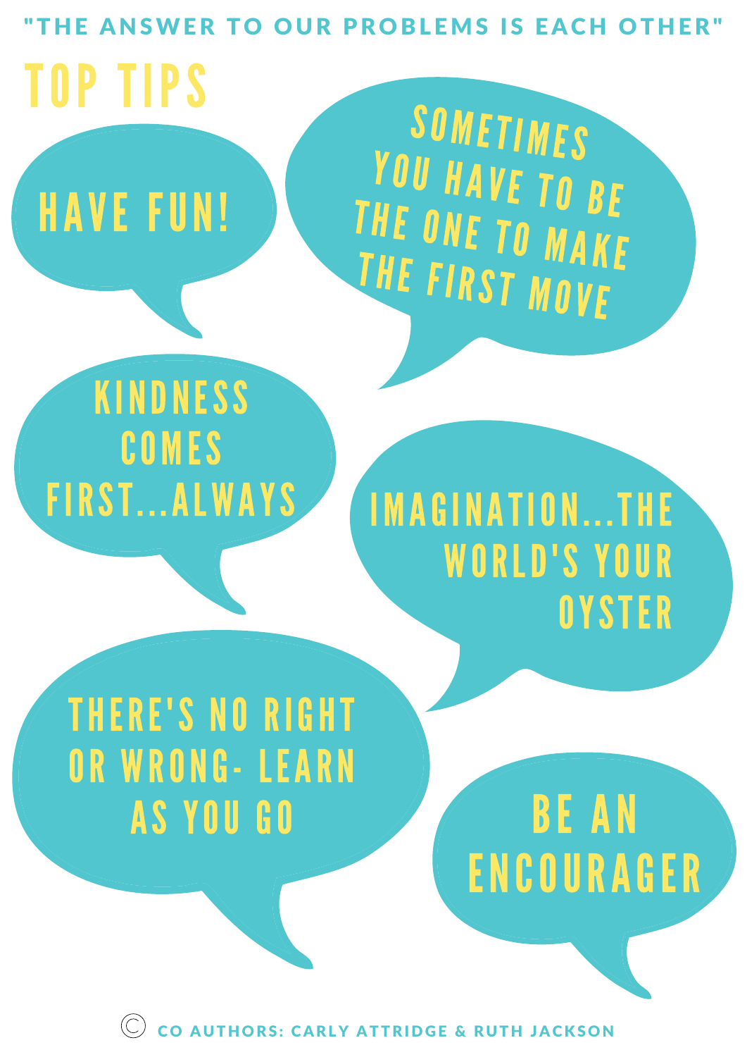"THE ANSWER TO OUR PROBLEMS IS EACH OTHER"

# TOP TIPS

- HAVE FUN!
- SOMETIMES YOU HAVE TO BE THE ONE TO MAKE THE FIRST MOVE
- KINDNESS COMES FIRST...ALWAYS
- IMAGINATION...THE WORLD'S YOUR OYSTER
- THERE'S NO RIGHT OR WRONG- LEARN AS YOU GO
- BE AN ENCOURAGER

© CO AUTHORS: CARLY ATTRIDGE & RUTH JACKSON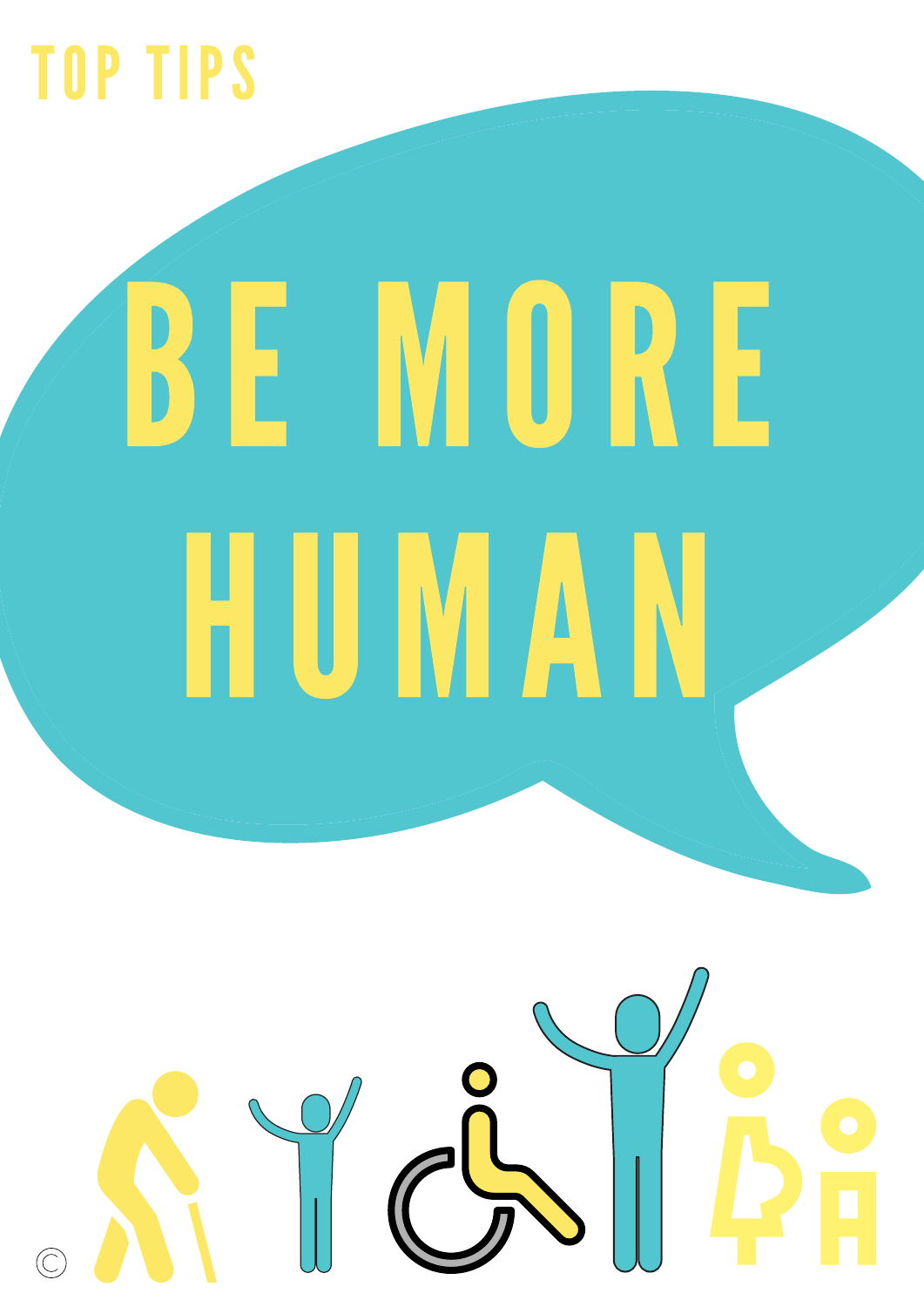TOP TIPS

# BE MORE HUMAN

©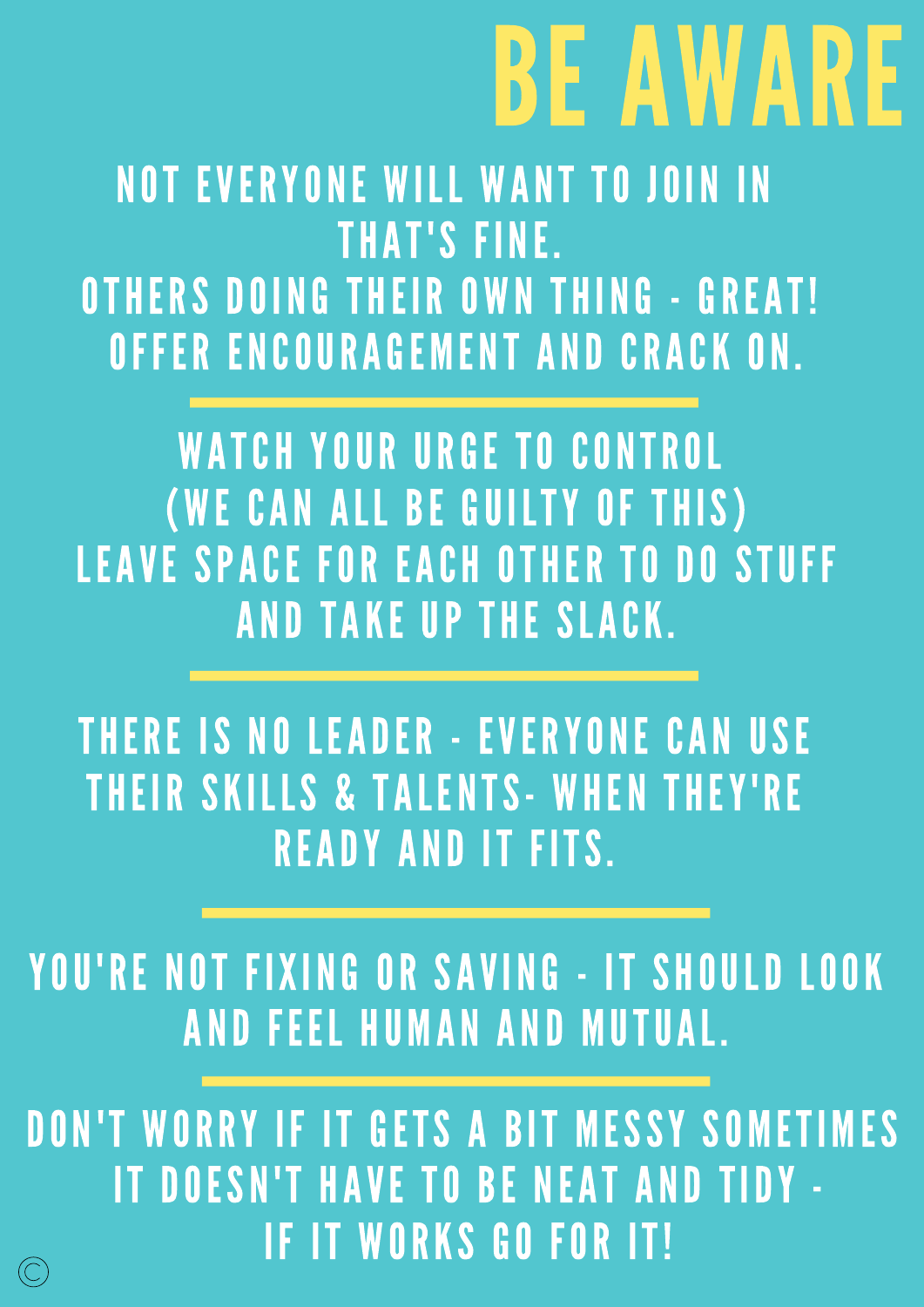# BE AWARE

NOT EVERYONE WILL WANT TO JOIN IN
THAT'S FINE.
OTHERS DOING THEIR OWN THING - GREAT!
OFFER ENCOURAGEMENT AND CRACK ON.

---

WATCH YOUR URGE TO CONTROL
(WE CAN ALL BE GUILTY OF THIS)
LEAVE SPACE FOR EACH OTHER TO DO STUFF
AND TAKE UP THE SLACK.

---

THERE IS NO LEADER - EVERYONE CAN USE
THEIR SKILLS & TALENTS- WHEN THEY'RE
READY AND IT FITS.

---

YOU'RE NOT FIXING OR SAVING - IT SHOULD LOOK
AND FEEL HUMAN AND MUTUAL.

---

DON'T WORRY IF IT GETS A BIT MESSY SOMETIMES
IT DOESN'T HAVE TO BE NEAT AND TIDY -
IF IT WORKS GO FOR IT!

©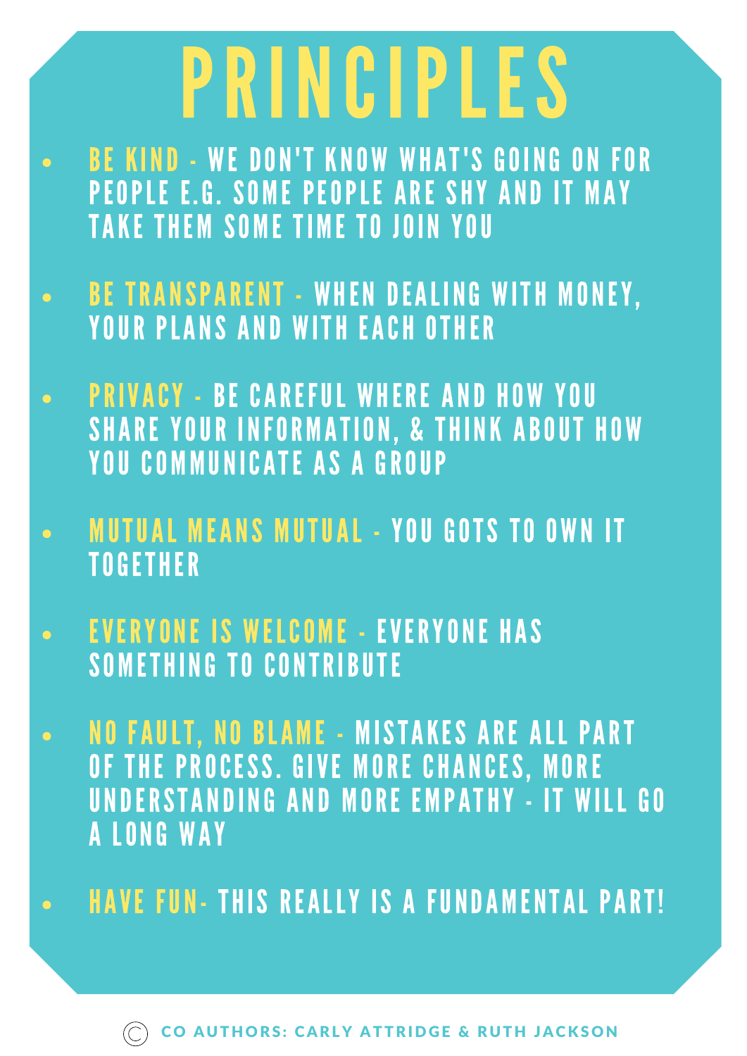# PRINCIPLES

- **BE KIND** - WE DON'T KNOW WHAT'S GOING ON FOR PEOPLE E.G. SOME PEOPLE ARE SHY AND IT MAY TAKE THEM SOME TIME TO JOIN YOU
- **BE TRANSPARENT** - WHEN DEALING WITH MONEY, YOUR PLANS AND WITH EACH OTHER
- **PRIVACY** - BE CAREFUL WHERE AND HOW YOU SHARE YOUR INFORMATION, & THINK ABOUT HOW YOU COMMUNICATE AS A GROUP
- **MUTUAL MEANS MUTUAL** - YOU GOTS TO OWN IT TOGETHER
- **EVERYONE IS WELCOME** - EVERYONE HAS SOMETHING TO CONTRIBUTE
- **NO FAULT, NO BLAME** - MISTAKES ARE ALL PART OF THE PROCESS. GIVE MORE CHANCES, MORE UNDERSTANDING AND MORE EMPATHY - IT WILL GO A LONG WAY
- **HAVE FUN**- THIS REALLY IS A FUNDAMENTAL PART!

© CO AUTHORS: CARLY ATTRIDGE & RUTH JACKSON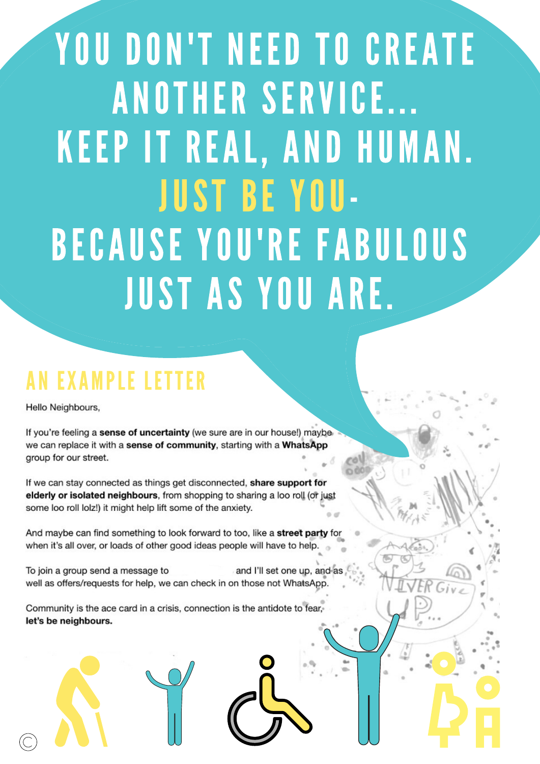# YOU DON'T NEED TO CREATE ANOTHER SERVICE... KEEP IT REAL, AND HUMAN. JUST BE YOU- BECAUSE YOU'RE FABULOUS JUST AS YOU ARE.

## AN EXAMPLE LETTER

Hello Neighbours,

If you're feeling a **sense of uncertainty** (we sure are in our house!) maybe we can replace it with a **sense of community**, starting with a **WhatsApp** group for our street.

If we can stay connected as things get disconnected, **share support for elderly or isolated neighbours**, from shopping to sharing a loo roll (or just some loo roll lolz!) it might help lift some of the anxiety.

And maybe can find something to look forward to too, like a **street party** for when it's all over, or loads of other good ideas people will have to help.

To join a group send a message to and I'll set one up, and as well as offers/requests for help, we can check in on those not WhatsApp.

Community is the ace card in a crisis, connection is the antidote to fear, **let's be neighbours.**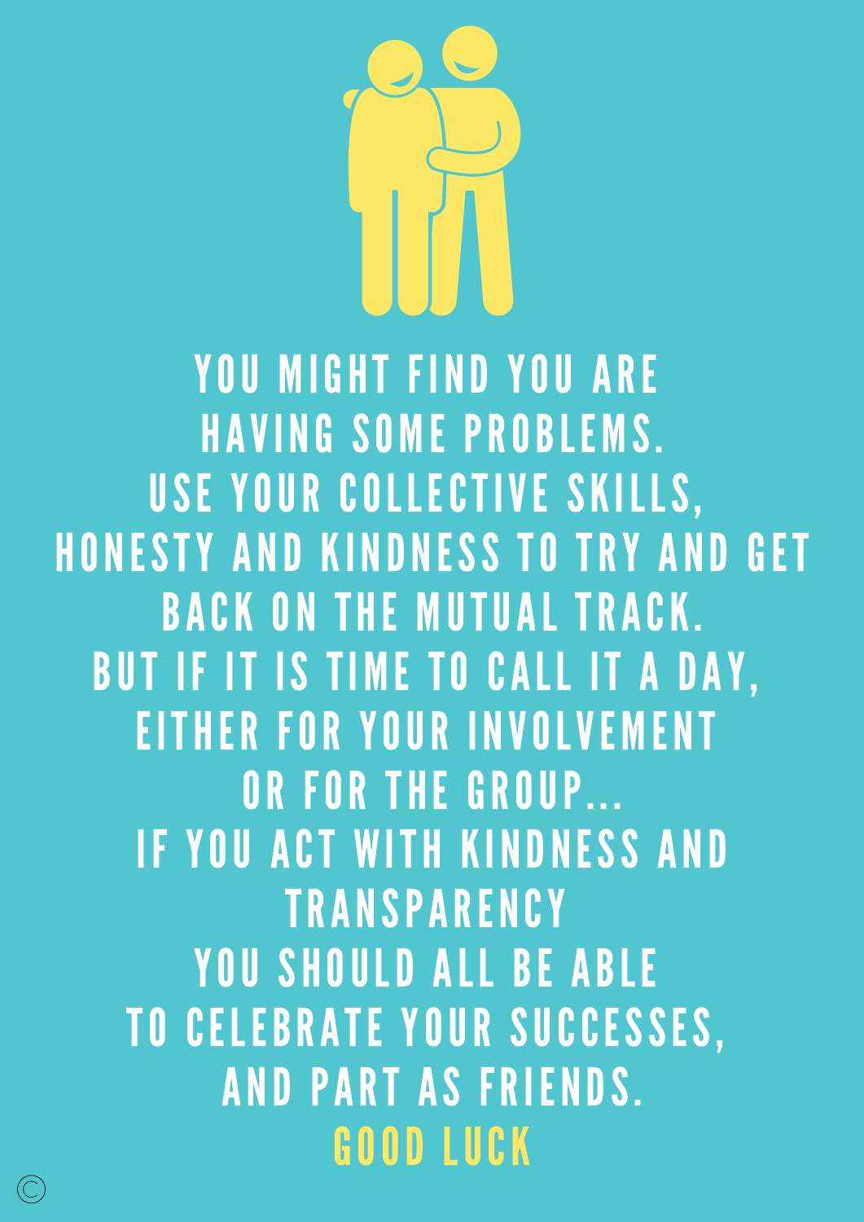YOU MIGHT FIND YOU ARE
HAVING SOME PROBLEMS.
USE YOUR COLLECTIVE SKILLS,
HONESTY AND KINDNESS TO TRY AND GET
BACK ON THE MUTUAL TRACK.
BUT IF IT IS TIME TO CALL IT A DAY,
EITHER FOR YOUR INVOLVEMENT
OR FOR THE GROUP...
IF YOU ACT WITH KINDNESS AND
TRANSPARENCY
YOU SHOULD ALL BE ABLE
TO CELEBRATE YOUR SUCCESSES,
AND PART AS FRIENDS.

**GOOD LUCK**

©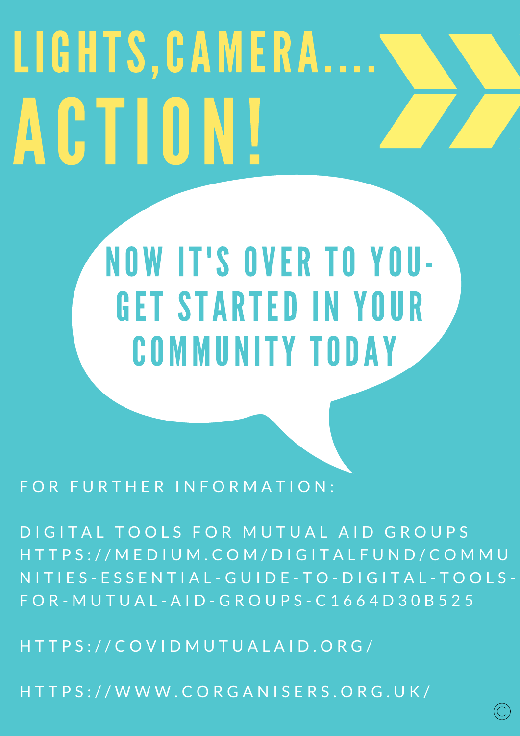# LIGHTS, CAMERA.... ACTION!

## NOW IT'S OVER TO YOU- GET STARTED IN YOUR COMMUNITY TODAY

FOR FURTHER INFORMATION:

DIGITAL TOOLS FOR MUTUAL AID GROUPS
HTTPS://MEDIUM.COM/DIGITALFUND/COMMUNITIES-ESSENTIAL-GUIDE-TO-DIGITAL-TOOLS-FOR-MUTUAL-AID-GROUPS-C1664D30B525

HTTPS://COVIDMUTUALAID.ORG/

HTTPS://WWW.CORGANISERS.ORG.UK/

©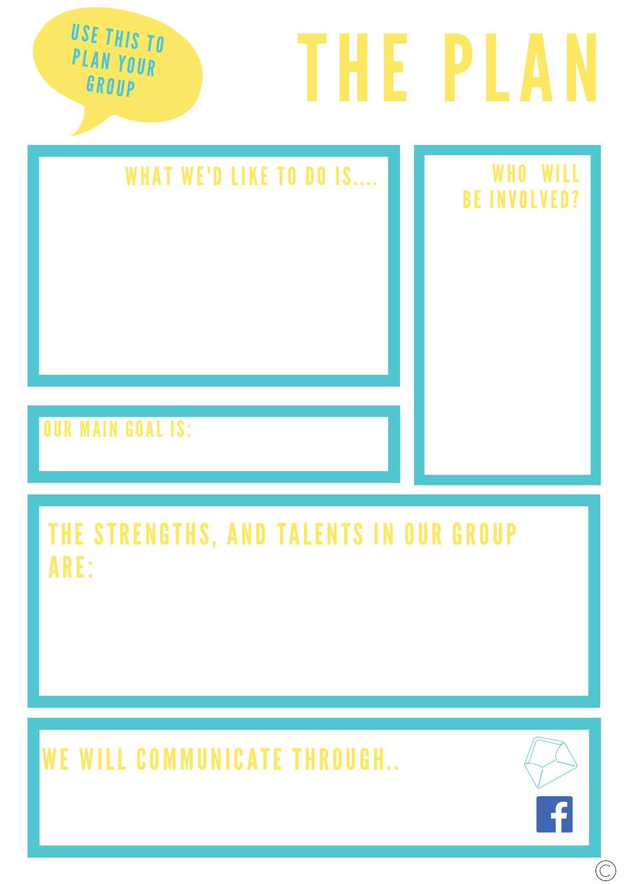USE THIS TO PLAN YOUR GROUP

# THE PLAN

## WHAT WE'D LIKE TO DO IS....

## WHO WILL BE INVOLVED?

## OUR MAIN GOAL IS:

## THE STRENGTHS, AND TALENTS IN OUR GROUP ARE:

## WE WILL COMMUNICATE THROUGH..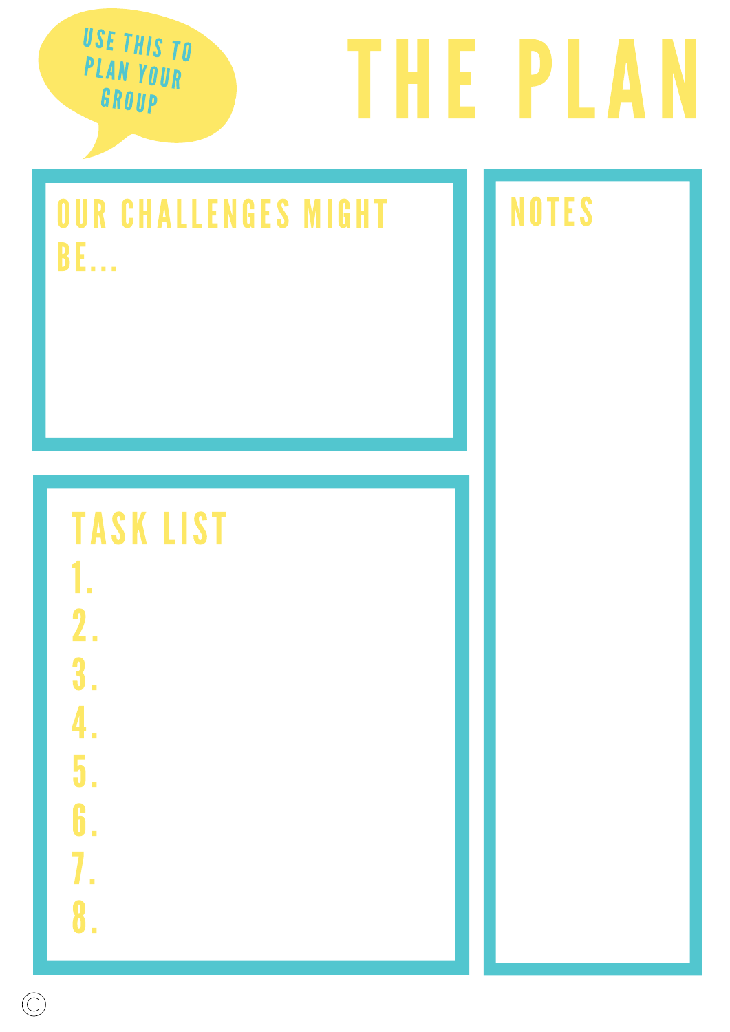USE THIS TO PLAN YOUR GROUP

# THE PLAN

## OUR CHALLENGES MIGHT BE...

## TASK LIST

1.
2.
3.
4.
5.
6.
7.
8.

## NOTES

©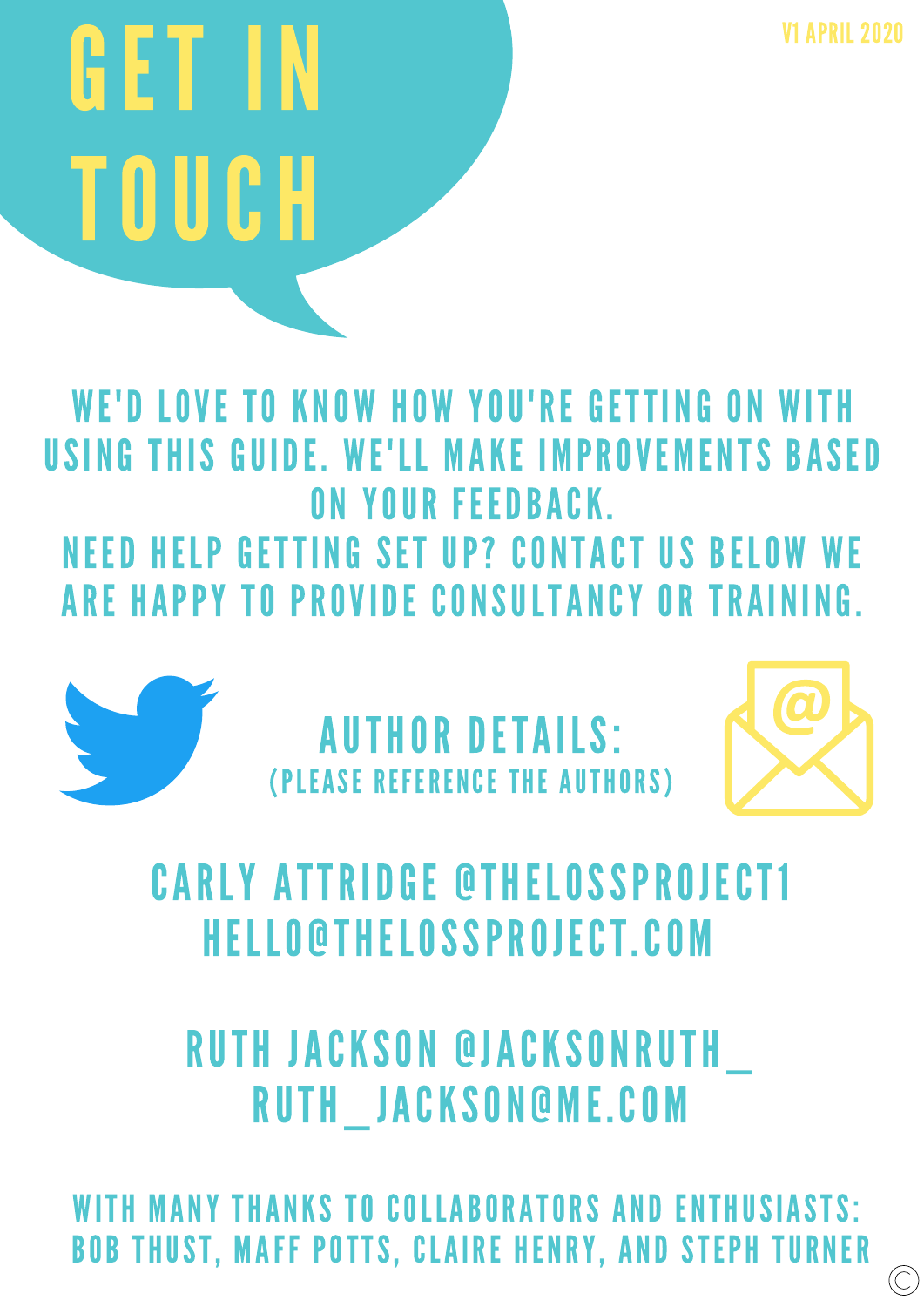V1 APRIL 2020

# GET IN TOUCH

WE'D LOVE TO KNOW HOW YOU'RE GETTING ON WITH USING THIS GUIDE. WE'LL MAKE IMPROVEMENTS BASED ON YOUR FEEDBACK.
NEED HELP GETTING SET UP? CONTACT US BELOW WE ARE HAPPY TO PROVIDE CONSULTANCY OR TRAINING.

## AUTHOR DETAILS:

(PLEASE REFERENCE THE AUTHORS)

CARLY ATTRIDGE @THELOSSPROJECT1
HELLO@THELOSSPROJECT.COM

RUTH JACKSON @JACKSONRUTH_
RUTH_JACKSON@ME.COM

WITH MANY THANKS TO COLLABORATORS AND ENTHUSIASTS: BOB THUST, MAFF POTTS, CLAIRE HENRY, AND STEPH TURNER

©